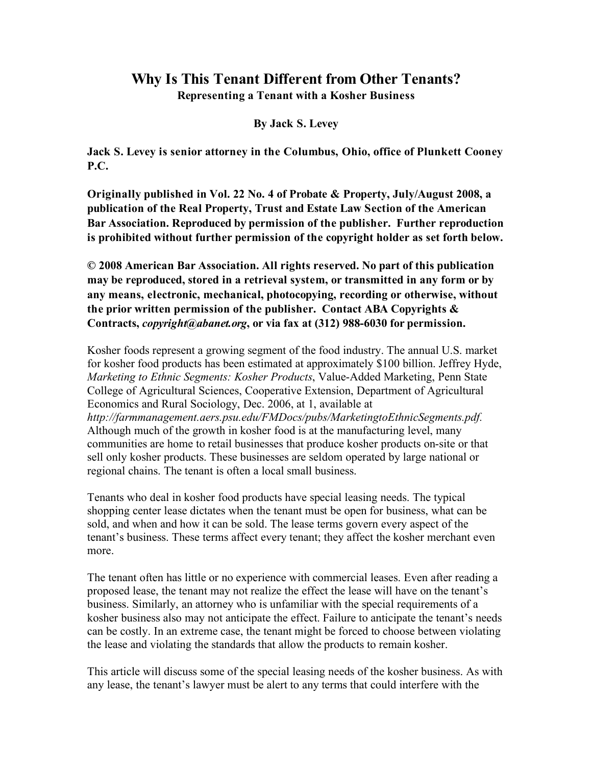# Why Is This Tenant Different from Other Tenants?

**Representing a Tenant with a Kosher Business**

**By Jack S. Levey**

**Jack S. Levey is senior attorney in the Columbus, Ohio, office of Plunkett Cooney P.C.**

**Originally published in Vol. 22 No. 4 of Probate & Property, July/August 2008, a publication of the Real Property, Trust and Estate Law Section of the American Bar Association. Reproduced by permission of the publisher. Further reproduction is prohibited without further permission of the copyright holder as set forth below.**

**© 2008 American Bar Association. All rights reserved. No part of this publication may be reproduced, stored in a retrieval system, or transmitted in any form or by any means, electronic, mechanical, photocopying, recording or otherwise, without the prior written permission of the publisher. Contact ABA Copyrights & Contracts, *copyright@abanet.org*, or via fax at (312) 988-6030 for permission.**

Kosher foods represent a growing segment of the food industry. The annual U.S. market for kosher food products has been estimated at approximately $100 billion. Jeffrey Hyde, *Marketing to Ethnic Segments: Kosher Products*, Value-Added Marketing, Penn State College of Agricultural Sciences, Cooperative Extension, Department of Agricultural Economics and Rural Sociology, Dec. 2006, at 1, available at *http://farmmanagement.aers.psu.edu/FMDocs/pubs/MarketingtoEthnicSegments.pdf.* Although much of the growth in kosher food is at the manufacturing level, many communities are home to retail businesses that produce kosher products on-site or that sell only kosher products. These businesses are seldom operated by large national or regional chains. The tenant is often a local small business.

Tenants who deal in kosher food products have special leasing needs. The typical shopping center lease dictates when the tenant must be open for business, what can be sold, and when and how it can be sold. The lease terms govern every aspect of the tenant's business. These terms affect every tenant; they affect the kosher merchant even more.

The tenant often has little or no experience with commercial leases. Even after reading a proposed lease, the tenant may not realize the effect the lease will have on the tenant's business. Similarly, an attorney who is unfamiliar with the special requirements of a kosher business also may not anticipate the effect. Failure to anticipate the tenant's needs can be costly. In an extreme case, the tenant might be forced to choose between violating the lease and violating the standards that allow the products to remain kosher.

This article will discuss some of the special leasing needs of the kosher business. As with any lease, the tenant's lawyer must be alert to any terms that could interfere with the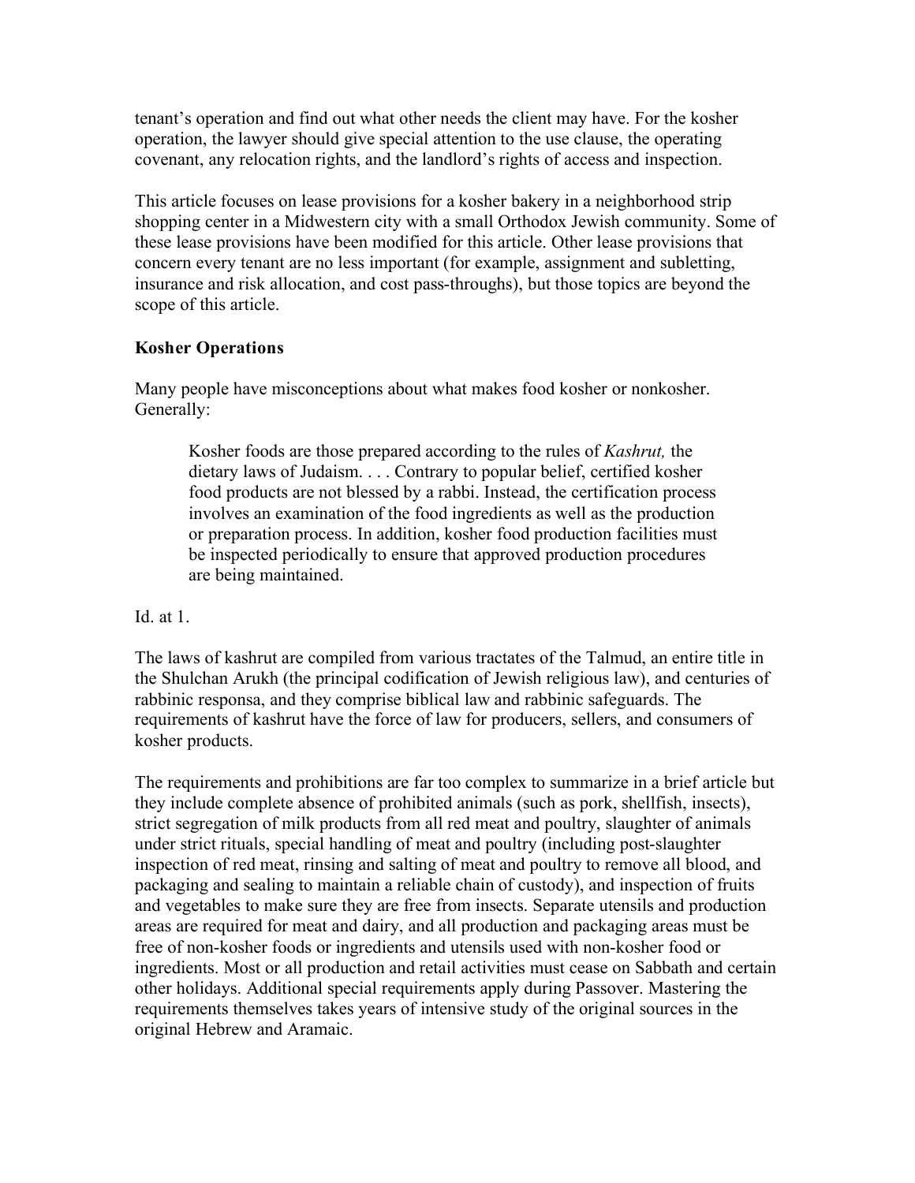tenant's operation and find out what other needs the client may have. For the kosher operation, the lawyer should give special attention to the use clause, the operating covenant, any relocation rights, and the landlord's rights of access and inspection.

This article focuses on lease provisions for a kosher bakery in a neighborhood strip shopping center in a Midwestern city with a small Orthodox Jewish community. Some of these lease provisions have been modified for this article. Other lease provisions that concern every tenant are no less important (for example, assignment and subletting, insurance and risk allocation, and cost pass-throughs), but those topics are beyond the scope of this article.

**Kosher Operations**

Many people have misconceptions about what makes food kosher or nonkosher. Generally:

> Kosher foods are those prepared according to the rules of *Kashrut,* the dietary laws of Judaism. . . . Contrary to popular belief, certified kosher food products are not blessed by a rabbi. Instead, the certification process involves an examination of the food ingredients as well as the production or preparation process. In addition, kosher food production facilities must be inspected periodically to ensure that approved production procedures are being maintained.

Id. at 1.

The laws of kashrut are compiled from various tractates of the Talmud, an entire title in the Shulchan Arukh (the principal codification of Jewish religious law), and centuries of rabbinic responsa, and they comprise biblical law and rabbinic safeguards. The requirements of kashrut have the force of law for producers, sellers, and consumers of kosher products.

The requirements and prohibitions are far too complex to summarize in a brief article but they include complete absence of prohibited animals (such as pork, shellfish, insects), strict segregation of milk products from all red meat and poultry, slaughter of animals under strict rituals, special handling of meat and poultry (including post-slaughter inspection of red meat, rinsing and salting of meat and poultry to remove all blood, and packaging and sealing to maintain a reliable chain of custody), and inspection of fruits and vegetables to make sure they are free from insects. Separate utensils and production areas are required for meat and dairy, and all production and packaging areas must be free of non-kosher foods or ingredients and utensils used with non-kosher food or ingredients. Most or all production and retail activities must cease on Sabbath and certain other holidays. Additional special requirements apply during Passover. Mastering the requirements themselves takes years of intensive study of the original sources in the original Hebrew and Aramaic.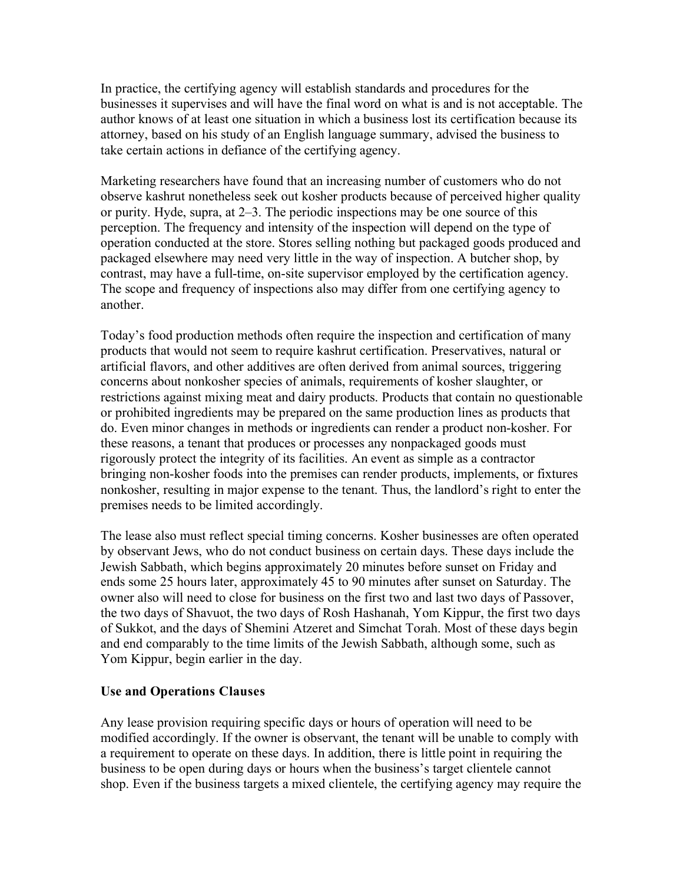In practice, the certifying agency will establish standards and procedures for the businesses it supervises and will have the final word on what is and is not acceptable. The author knows of at least one situation in which a business lost its certification because its attorney, based on his study of an English language summary, advised the business to take certain actions in defiance of the certifying agency.

Marketing researchers have found that an increasing number of customers who do not observe kashrut nonetheless seek out kosher products because of perceived higher quality or purity. Hyde, supra, at 2–3. The periodic inspections may be one source of this perception. The frequency and intensity of the inspection will depend on the type of operation conducted at the store. Stores selling nothing but packaged goods produced and packaged elsewhere may need very little in the way of inspection. A butcher shop, by contrast, may have a full-time, on-site supervisor employed by the certification agency. The scope and frequency of inspections also may differ from one certifying agency to another.

Today's food production methods often require the inspection and certification of many products that would not seem to require kashrut certification. Preservatives, natural or artificial flavors, and other additives are often derived from animal sources, triggering concerns about nonkosher species of animals, requirements of kosher slaughter, or restrictions against mixing meat and dairy products. Products that contain no questionable or prohibited ingredients may be prepared on the same production lines as products that do. Even minor changes in methods or ingredients can render a product non-kosher. For these reasons, a tenant that produces or processes any nonpackaged goods must rigorously protect the integrity of its facilities. An event as simple as a contractor bringing non-kosher foods into the premises can render products, implements, or fixtures nonkosher, resulting in major expense to the tenant. Thus, the landlord's right to enter the premises needs to be limited accordingly.

The lease also must reflect special timing concerns. Kosher businesses are often operated by observant Jews, who do not conduct business on certain days. These days include the Jewish Sabbath, which begins approximately 20 minutes before sunset on Friday and ends some 25 hours later, approximately 45 to 90 minutes after sunset on Saturday. The owner also will need to close for business on the first two and last two days of Passover, the two days of Shavuot, the two days of Rosh Hashanah, Yom Kippur, the first two days of Sukkot, and the days of Shemini Atzeret and Simchat Torah. Most of these days begin and end comparably to the time limits of the Jewish Sabbath, although some, such as Yom Kippur, begin earlier in the day.

### Use and Operations Clauses

Any lease provision requiring specific days or hours of operation will need to be modified accordingly. If the owner is observant, the tenant will be unable to comply with a requirement to operate on these days. In addition, there is little point in requiring the business to be open during days or hours when the business's target clientele cannot shop. Even if the business targets a mixed clientele, the certifying agency may require the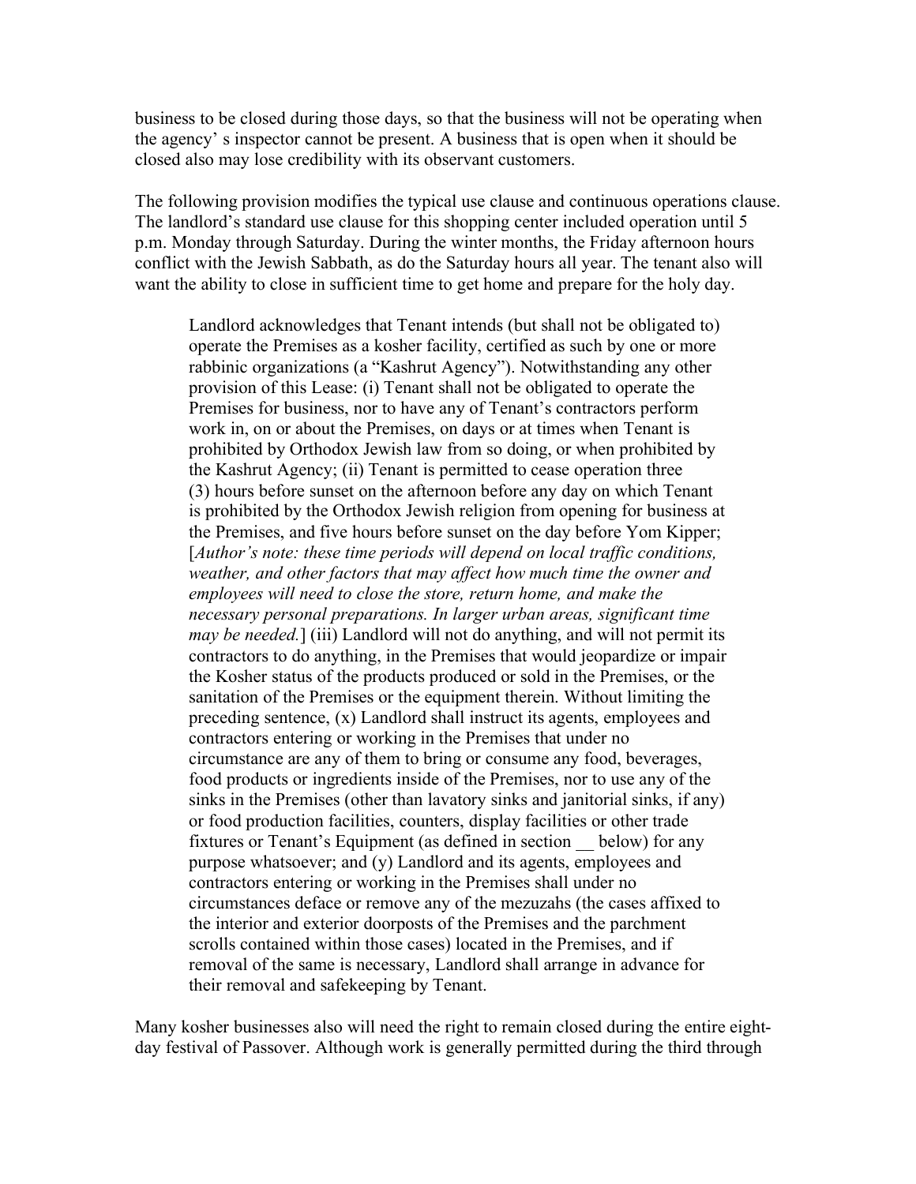business to be closed during those days, so that the business will not be operating when the agency' s inspector cannot be present. A business that is open when it should be closed also may lose credibility with its observant customers.

The following provision modifies the typical use clause and continuous operations clause. The landlord's standard use clause for this shopping center included operation until 5 p.m. Monday through Saturday. During the winter months, the Friday afternoon hours conflict with the Jewish Sabbath, as do the Saturday hours all year. The tenant also will want the ability to close in sufficient time to get home and prepare for the holy day.

> Landlord acknowledges that Tenant intends (but shall not be obligated to) operate the Premises as a kosher facility, certified as such by one or more rabbinic organizations (a "Kashrut Agency"). Notwithstanding any other provision of this Lease: (i) Tenant shall not be obligated to operate the Premises for business, nor to have any of Tenant's contractors perform work in, on or about the Premises, on days or at times when Tenant is prohibited by Orthodox Jewish law from so doing, or when prohibited by the Kashrut Agency; (ii) Tenant is permitted to cease operation three (3) hours before sunset on the afternoon before any day on which Tenant is prohibited by the Orthodox Jewish religion from opening for business at the Premises, and five hours before sunset on the day before Yom Kipper; [*Author's note: these time periods will depend on local traffic conditions, weather, and other factors that may affect how much time the owner and employees will need to close the store, return home, and make the necessary personal preparations. In larger urban areas, significant time may be needed.*] (iii) Landlord will not do anything, and will not permit its contractors to do anything, in the Premises that would jeopardize or impair the Kosher status of the products produced or sold in the Premises, or the sanitation of the Premises or the equipment therein. Without limiting the preceding sentence, (x) Landlord shall instruct its agents, employees and contractors entering or working in the Premises that under no circumstance are any of them to bring or consume any food, beverages, food products or ingredients inside of the Premises, nor to use any of the sinks in the Premises (other than lavatory sinks and janitorial sinks, if any) or food production facilities, counters, display facilities or other trade fixtures or Tenant's Equipment (as defined in section __ below) for any purpose whatsoever; and (y) Landlord and its agents, employees and contractors entering or working in the Premises shall under no circumstances deface or remove any of the mezuzahs (the cases affixed to the interior and exterior doorposts of the Premises and the parchment scrolls contained within those cases) located in the Premises, and if removal of the same is necessary, Landlord shall arrange in advance for their removal and safekeeping by Tenant.

Many kosher businesses also will need the right to remain closed during the entire eight-day festival of Passover. Although work is generally permitted during the third through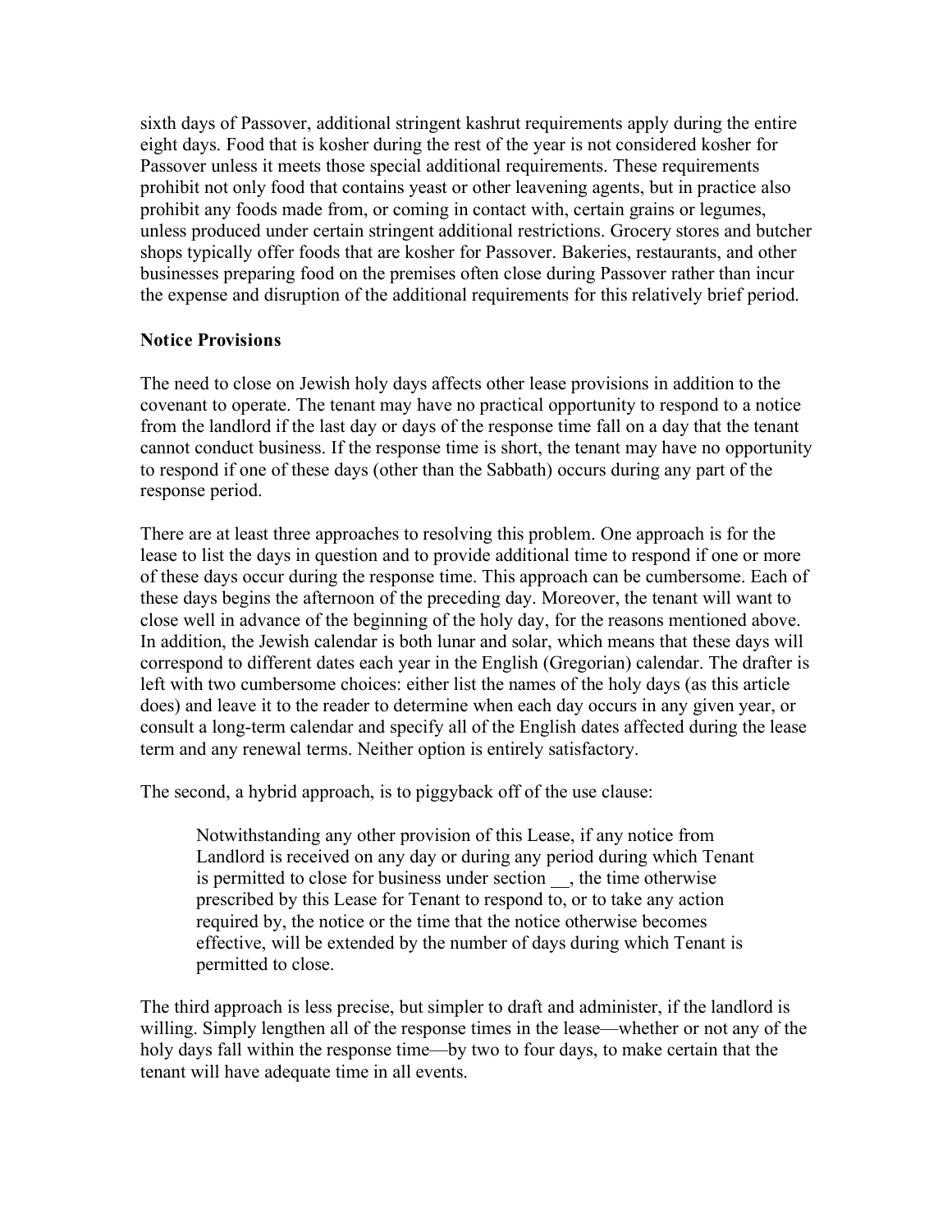sixth days of Passover, additional stringent kashrut requirements apply during the entire eight days. Food that is kosher during the rest of the year is not considered kosher for Passover unless it meets those special additional requirements. These requirements prohibit not only food that contains yeast or other leavening agents, but in practice also prohibit any foods made from, or coming in contact with, certain grains or legumes, unless produced under certain stringent additional restrictions. Grocery stores and butcher shops typically offer foods that are kosher for Passover. Bakeries, restaurants, and other businesses preparing food on the premises often close during Passover rather than incur the expense and disruption of the additional requirements for this relatively brief period.

**Notice Provisions**

The need to close on Jewish holy days affects other lease provisions in addition to the covenant to operate. The tenant may have no practical opportunity to respond to a notice from the landlord if the last day or days of the response time fall on a day that the tenant cannot conduct business. If the response time is short, the tenant may have no opportunity to respond if one of these days (other than the Sabbath) occurs during any part of the response period.

There are at least three approaches to resolving this problem. One approach is for the lease to list the days in question and to provide additional time to respond if one or more of these days occur during the response time. This approach can be cumbersome. Each of these days begins the afternoon of the preceding day. Moreover, the tenant will want to close well in advance of the beginning of the holy day, for the reasons mentioned above. In addition, the Jewish calendar is both lunar and solar, which means that these days will correspond to different dates each year in the English (Gregorian) calendar. The drafter is left with two cumbersome choices: either list the names of the holy days (as this article does) and leave it to the reader to determine when each day occurs in any given year, or consult a long-term calendar and specify all of the English dates affected during the lease term and any renewal terms. Neither option is entirely satisfactory.

The second, a hybrid approach, is to piggyback off of the use clause:

> Notwithstanding any other provision of this Lease, if any notice from Landlord is received on any day or during any period during which Tenant is permitted to close for business under section __, the time otherwise prescribed by this Lease for Tenant to respond to, or to take any action required by, the notice or the time that the notice otherwise becomes effective, will be extended by the number of days during which Tenant is permitted to close.

The third approach is less precise, but simpler to draft and administer, if the landlord is willing. Simply lengthen all of the response times in the lease—whether or not any of the holy days fall within the response time—by two to four days, to make certain that the tenant will have adequate time in all events.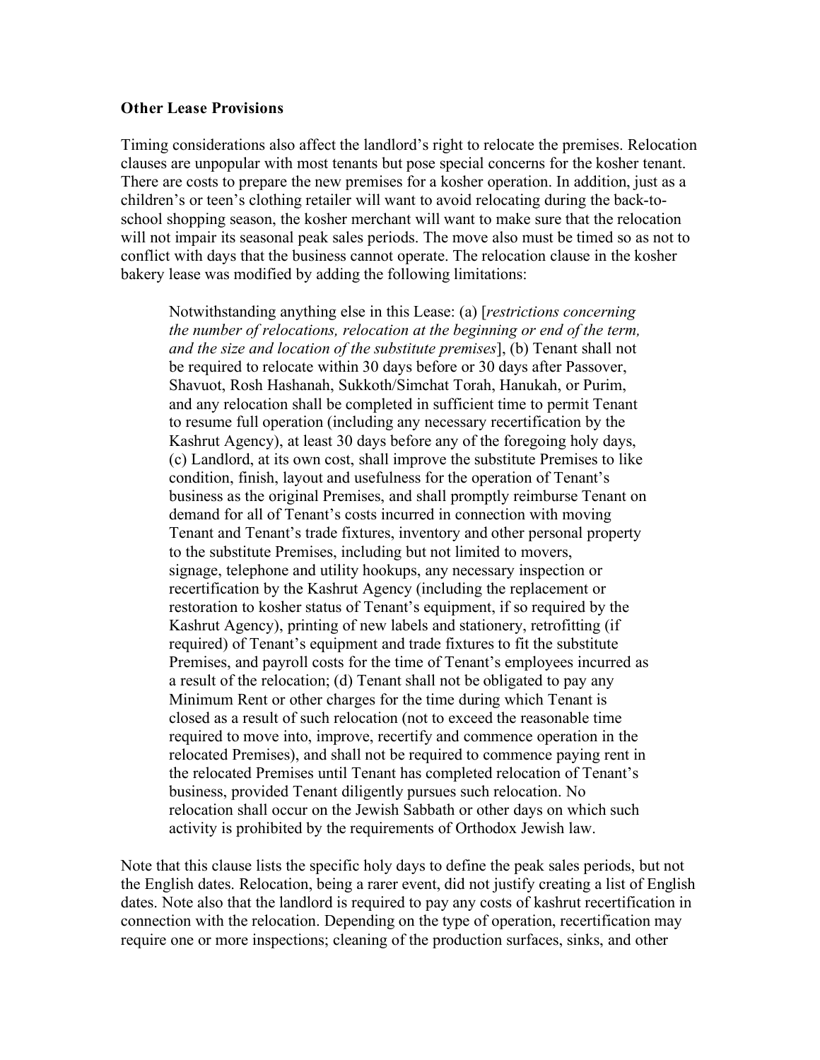**Other Lease Provisions**

Timing considerations also affect the landlord's right to relocate the premises. Relocation clauses are unpopular with most tenants but pose special concerns for the kosher tenant. There are costs to prepare the new premises for a kosher operation. In addition, just as a children's or teen's clothing retailer will want to avoid relocating during the back-to-school shopping season, the kosher merchant will want to make sure that the relocation will not impair its seasonal peak sales periods. The move also must be timed so as not to conflict with days that the business cannot operate. The relocation clause in the kosher bakery lease was modified by adding the following limitations:

> Notwithstanding anything else in this Lease: (a) [*restrictions concerning the number of relocations, relocation at the beginning or end of the term, and the size and location of the substitute premises*], (b) Tenant shall not be required to relocate within 30 days before or 30 days after Passover, Shavuot, Rosh Hashanah, Sukkoth/Simchat Torah, Hanukah, or Purim, and any relocation shall be completed in sufficient time to permit Tenant to resume full operation (including any necessary recertification by the Kashrut Agency), at least 30 days before any of the foregoing holy days, (c) Landlord, at its own cost, shall improve the substitute Premises to like condition, finish, layout and usefulness for the operation of Tenant's business as the original Premises, and shall promptly reimburse Tenant on demand for all of Tenant's costs incurred in connection with moving Tenant and Tenant's trade fixtures, inventory and other personal property to the substitute Premises, including but not limited to movers, signage, telephone and utility hookups, any necessary inspection or recertification by the Kashrut Agency (including the replacement or restoration to kosher status of Tenant's equipment, if so required by the Kashrut Agency), printing of new labels and stationery, retrofitting (if required) of Tenant's equipment and trade fixtures to fit the substitute Premises, and payroll costs for the time of Tenant's employees incurred as a result of the relocation; (d) Tenant shall not be obligated to pay any Minimum Rent or other charges for the time during which Tenant is closed as a result of such relocation (not to exceed the reasonable time required to move into, improve, recertify and commence operation in the relocated Premises), and shall not be required to commence paying rent in the relocated Premises until Tenant has completed relocation of Tenant's business, provided Tenant diligently pursues such relocation. No relocation shall occur on the Jewish Sabbath or other days on which such activity is prohibited by the requirements of Orthodox Jewish law.

Note that this clause lists the specific holy days to define the peak sales periods, but not the English dates. Relocation, being a rarer event, did not justify creating a list of English dates. Note also that the landlord is required to pay any costs of kashrut recertification in connection with the relocation. Depending on the type of operation, recertification may require one or more inspections; cleaning of the production surfaces, sinks, and other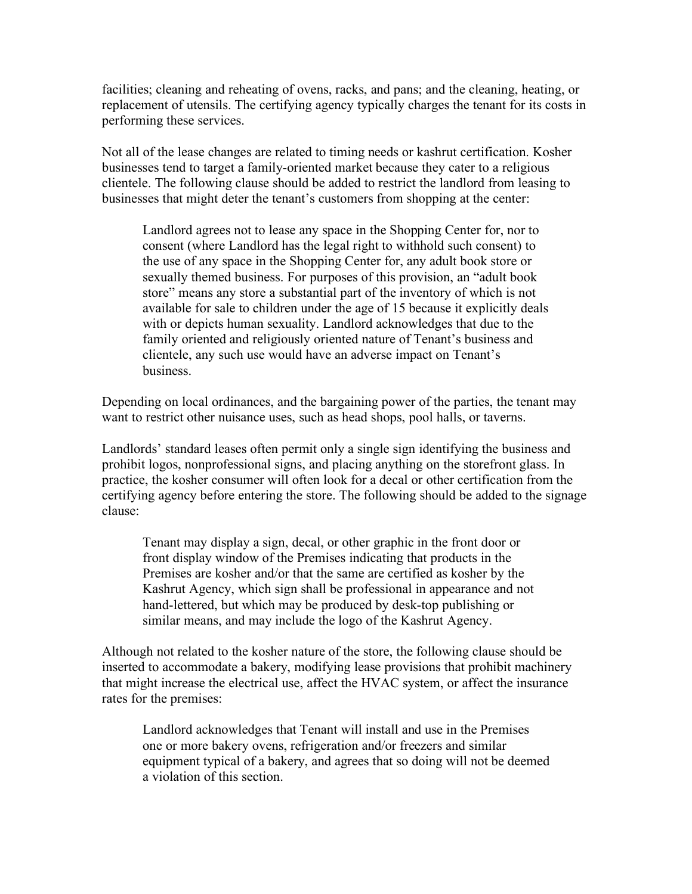facilities; cleaning and reheating of ovens, racks, and pans; and the cleaning, heating, or replacement of utensils. The certifying agency typically charges the tenant for its costs in performing these services.

Not all of the lease changes are related to timing needs or kashrut certification. Kosher businesses tend to target a family-oriented market because they cater to a religious clientele. The following clause should be added to restrict the landlord from leasing to businesses that might deter the tenant's customers from shopping at the center:

> Landlord agrees not to lease any space in the Shopping Center for, nor to consent (where Landlord has the legal right to withhold such consent) to the use of any space in the Shopping Center for, any adult book store or sexually themed business. For purposes of this provision, an "adult book store" means any store a substantial part of the inventory of which is not available for sale to children under the age of 15 because it explicitly deals with or depicts human sexuality. Landlord acknowledges that due to the family oriented and religiously oriented nature of Tenant's business and clientele, any such use would have an adverse impact on Tenant's business.

Depending on local ordinances, and the bargaining power of the parties, the tenant may want to restrict other nuisance uses, such as head shops, pool halls, or taverns.

Landlords' standard leases often permit only a single sign identifying the business and prohibit logos, nonprofessional signs, and placing anything on the storefront glass. In practice, the kosher consumer will often look for a decal or other certification from the certifying agency before entering the store. The following should be added to the signage clause:

> Tenant may display a sign, decal, or other graphic in the front door or front display window of the Premises indicating that products in the Premises are kosher and/or that the same are certified as kosher by the Kashrut Agency, which sign shall be professional in appearance and not hand-lettered, but which may be produced by desk-top publishing or similar means, and may include the logo of the Kashrut Agency.

Although not related to the kosher nature of the store, the following clause should be inserted to accommodate a bakery, modifying lease provisions that prohibit machinery that might increase the electrical use, affect the HVAC system, or affect the insurance rates for the premises:

> Landlord acknowledges that Tenant will install and use in the Premises one or more bakery ovens, refrigeration and/or freezers and similar equipment typical of a bakery, and agrees that so doing will not be deemed a violation of this section.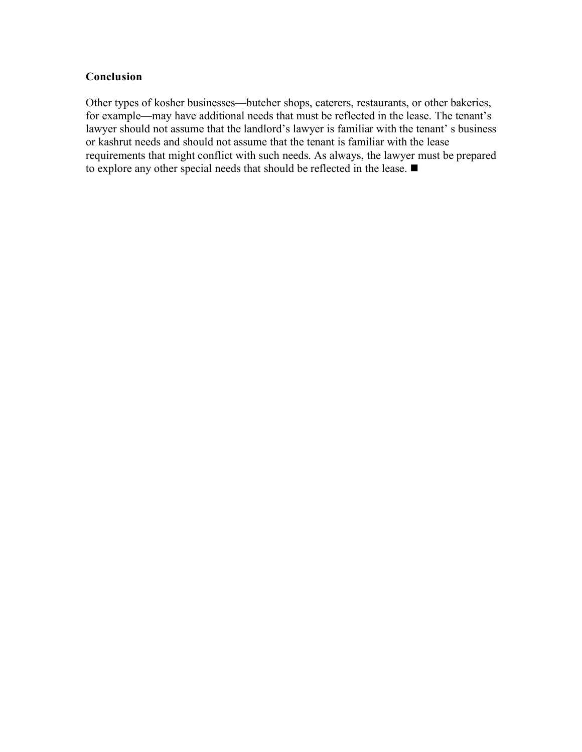**Conclusion**

Other types of kosher businesses—butcher shops, caterers, restaurants, or other bakeries, for example—may have additional needs that must be reflected in the lease. The tenant's lawyer should not assume that the landlord's lawyer is familiar with the tenant' s business or kashrut needs and should not assume that the tenant is familiar with the lease requirements that might conflict with such needs. As always, the lawyer must be prepared to explore any other special needs that should be reflected in the lease. ■